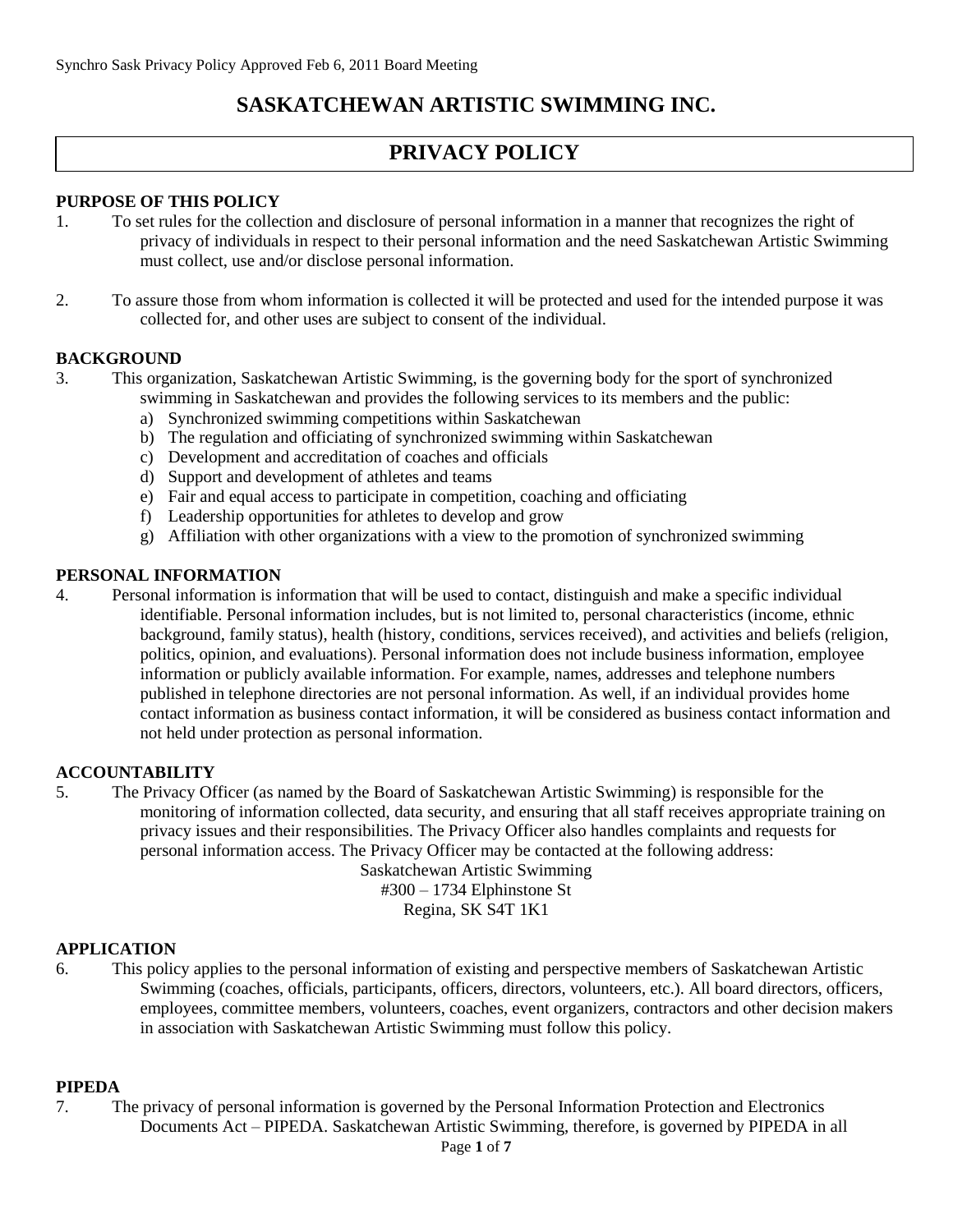# SASKATCHEWAN ARTISTIC SWIMMING INC.

## PRIVACY POLICY

### PURPOSE OF THIS POLICY

1. To set rules for the collection and disclosure of personal information in a manner that recognizes the right of privacy of individuals in respect to their personal information and the need Saskatchewan Artistic Swimming must collect, use and/or disclose personal information.

2. To assure those from whom information is collected it will be protected and used for the intended purpose it was collected for, and other uses are subject to consent of the individual.

### BACKGROUND

3. This organization, Saskatchewan Artistic Swimming, is the governing body for the sport of synchronized swimming in Saskatchewan and provides the following services to its members and the public:
   a) Synchronized swimming competitions within Saskatchewan
   b) The regulation and officiating of synchronized swimming within Saskatchewan
   c) Development and accreditation of coaches and officials
   d) Support and development of athletes and teams
   e) Fair and equal access to participate in competition, coaching and officiating
   f) Leadership opportunities for athletes to develop and grow
   g) Affiliation with other organizations with a view to the promotion of synchronized swimming

### PERSONAL INFORMATION

4. Personal information is information that will be used to contact, distinguish and make a specific individual identifiable. Personal information includes, but is not limited to, personal characteristics (income, ethnic background, family status), health (history, conditions, services received), and activities and beliefs (religion, politics, opinion, and evaluations). Personal information does not include business information, employee information or publicly available information. For example, names, addresses and telephone numbers published in telephone directories are not personal information. As well, if an individual provides home contact information as business contact information, it will be considered as business contact information and not held under protection as personal information.

### ACCOUNTABILITY

5. The Privacy Officer (as named by the Board of Saskatchewan Artistic Swimming) is responsible for the monitoring of information collected, data security, and ensuring that all staff receives appropriate training on privacy issues and their responsibilities. The Privacy Officer also handles complaints and requests for personal information access. The Privacy Officer may be contacted at the following address:

   Saskatchewan Artistic Swimming
   #300 – 1734 Elphinstone St
   Regina, SK S4T 1K1

### APPLICATION

6. This policy applies to the personal information of existing and perspective members of Saskatchewan Artistic Swimming (coaches, officials, participants, officers, directors, volunteers, etc.). All board directors, officers, employees, committee members, volunteers, coaches, event organizers, contractors and other decision makers in association with Saskatchewan Artistic Swimming must follow this policy.

### PIPEDA

7. The privacy of personal information is governed by the Personal Information Protection and Electronics Documents Act – PIPEDA. Saskatchewan Artistic Swimming, therefore, is governed by PIPEDA in all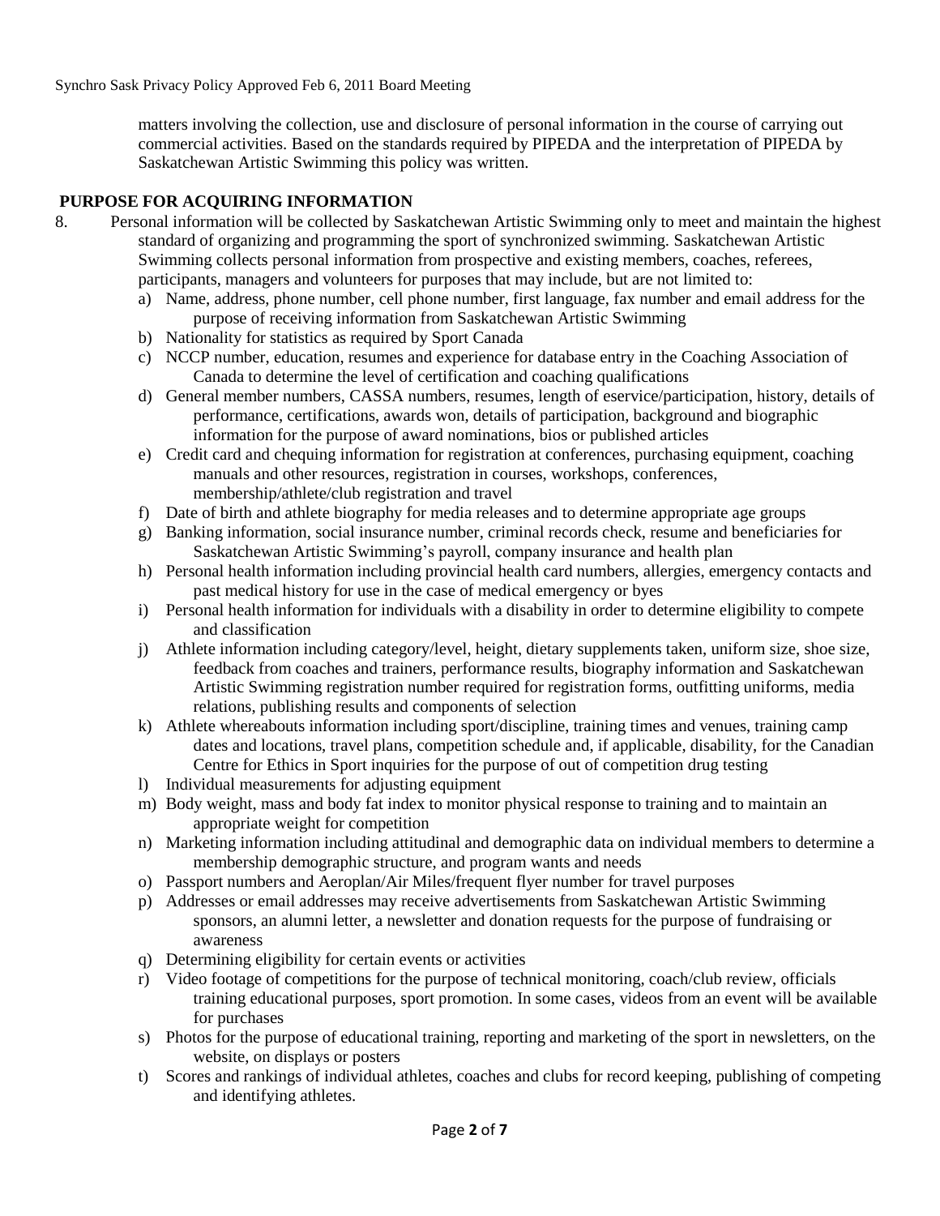matters involving the collection, use and disclosure of personal information in the course of carrying out commercial activities. Based on the standards required by PIPEDA and the interpretation of PIPEDA by Saskatchewan Artistic Swimming this policy was written.

## PURPOSE FOR ACQUIRING INFORMATION

8. Personal information will be collected by Saskatchewan Artistic Swimming only to meet and maintain the highest standard of organizing and programming the sport of synchronized swimming. Saskatchewan Artistic Swimming collects personal information from prospective and existing members, coaches, referees, participants, managers and volunteers for purposes that may include, but are not limited to:
   a) Name, address, phone number, cell phone number, first language, fax number and email address for the purpose of receiving information from Saskatchewan Artistic Swimming
   b) Nationality for statistics as required by Sport Canada
   c) NCCP number, education, resumes and experience for database entry in the Coaching Association of Canada to determine the level of certification and coaching qualifications
   d) General member numbers, CASSA numbers, resumes, length of eservice/participation, history, details of performance, certifications, awards won, details of participation, background and biographic information for the purpose of award nominations, bios or published articles
   e) Credit card and chequing information for registration at conferences, purchasing equipment, coaching manuals and other resources, registration in courses, workshops, conferences, membership/athlete/club registration and travel
   f) Date of birth and athlete biography for media releases and to determine appropriate age groups
   g) Banking information, social insurance number, criminal records check, resume and beneficiaries for Saskatchewan Artistic Swimming's payroll, company insurance and health plan
   h) Personal health information including provincial health card numbers, allergies, emergency contacts and past medical history for use in the case of medical emergency or byes
   i) Personal health information for individuals with a disability in order to determine eligibility to compete and classification
   j) Athlete information including category/level, height, dietary supplements taken, uniform size, shoe size, feedback from coaches and trainers, performance results, biography information and Saskatchewan Artistic Swimming registration number required for registration forms, outfitting uniforms, media relations, publishing results and components of selection
   k) Athlete whereabouts information including sport/discipline, training times and venues, training camp dates and locations, travel plans, competition schedule and, if applicable, disability, for the Canadian Centre for Ethics in Sport inquiries for the purpose of out of competition drug testing
   l) Individual measurements for adjusting equipment
   m) Body weight, mass and body fat index to monitor physical response to training and to maintain an appropriate weight for competition
   n) Marketing information including attitudinal and demographic data on individual members to determine a membership demographic structure, and program wants and needs
   o) Passport numbers and Aeroplan/Air Miles/frequent flyer number for travel purposes
   p) Addresses or email addresses may receive advertisements from Saskatchewan Artistic Swimming sponsors, an alumni letter, a newsletter and donation requests for the purpose of fundraising or awareness
   q) Determining eligibility for certain events or activities
   r) Video footage of competitions for the purpose of technical monitoring, coach/club review, officials training educational purposes, sport promotion. In some cases, videos from an event will be available for purchases
   s) Photos for the purpose of educational training, reporting and marketing of the sport in newsletters, on the website, on displays or posters
   t) Scores and rankings of individual athletes, coaches and clubs for record keeping, publishing of competing and identifying athletes.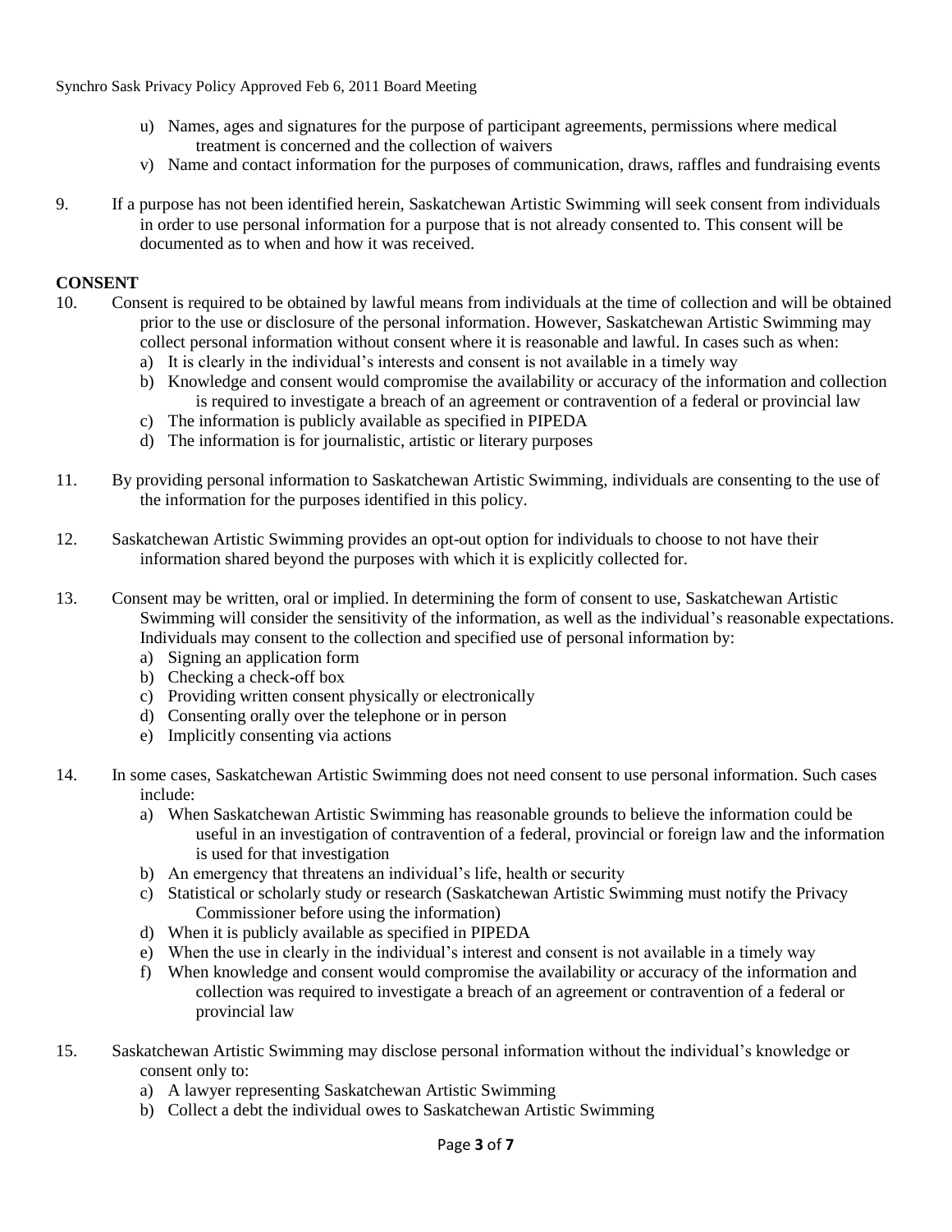u) Names, ages and signatures for the purpose of participant agreements, permissions where medical treatment is concerned and the collection of waivers
v) Name and contact information for the purposes of communication, draws, raffles and fundraising events

9. If a purpose has not been identified herein, Saskatchewan Artistic Swimming will seek consent from individuals in order to use personal information for a purpose that is not already consented to. This consent will be documented as to when and how it was received.

**CONSENT**

10. Consent is required to be obtained by lawful means from individuals at the time of collection and will be obtained prior to the use or disclosure of the personal information. However, Saskatchewan Artistic Swimming may collect personal information without consent where it is reasonable and lawful. In cases such as when:
    a) It is clearly in the individual's interests and consent is not available in a timely way
    b) Knowledge and consent would compromise the availability or accuracy of the information and collection is required to investigate a breach of an agreement or contravention of a federal or provincial law
    c) The information is publicly available as specified in PIPEDA
    d) The information is for journalistic, artistic or literary purposes

11. By providing personal information to Saskatchewan Artistic Swimming, individuals are consenting to the use of the information for the purposes identified in this policy.

12. Saskatchewan Artistic Swimming provides an opt-out option for individuals to choose to not have their information shared beyond the purposes with which it is explicitly collected for.

13. Consent may be written, oral or implied. In determining the form of consent to use, Saskatchewan Artistic Swimming will consider the sensitivity of the information, as well as the individual's reasonable expectations. Individuals may consent to the collection and specified use of personal information by:
    a) Signing an application form
    b) Checking a check-off box
    c) Providing written consent physically or electronically
    d) Consenting orally over the telephone or in person
    e) Implicitly consenting via actions

14. In some cases, Saskatchewan Artistic Swimming does not need consent to use personal information. Such cases include:
    a) When Saskatchewan Artistic Swimming has reasonable grounds to believe the information could be useful in an investigation of contravention of a federal, provincial or foreign law and the information is used for that investigation
    b) An emergency that threatens an individual's life, health or security
    c) Statistical or scholarly study or research (Saskatchewan Artistic Swimming must notify the Privacy Commissioner before using the information)
    d) When it is publicly available as specified in PIPEDA
    e) When the use in clearly in the individual's interest and consent is not available in a timely way
    f) When knowledge and consent would compromise the availability or accuracy of the information and collection was required to investigate a breach of an agreement or contravention of a federal or provincial law

15. Saskatchewan Artistic Swimming may disclose personal information without the individual's knowledge or consent only to:
    a) A lawyer representing Saskatchewan Artistic Swimming
    b) Collect a debt the individual owes to Saskatchewan Artistic Swimming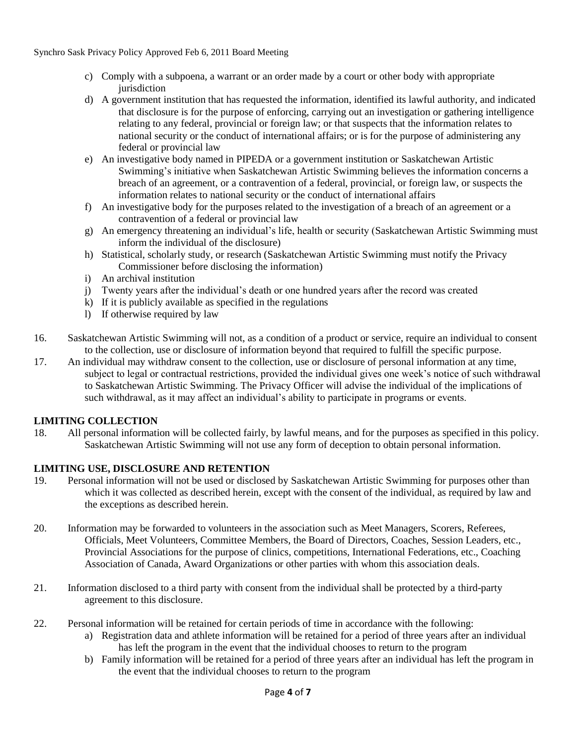c) Comply with a subpoena, a warrant or an order made by a court or other body with appropriate jurisdiction
d) A government institution that has requested the information, identified its lawful authority, and indicated that disclosure is for the purpose of enforcing, carrying out an investigation or gathering intelligence relating to any federal, provincial or foreign law; or that suspects that the information relates to national security or the conduct of international affairs; or is for the purpose of administering any federal or provincial law
e) An investigative body named in PIPEDA or a government institution or Saskatchewan Artistic Swimming's initiative when Saskatchewan Artistic Swimming believes the information concerns a breach of an agreement, or a contravention of a federal, provincial, or foreign law, or suspects the information relates to national security or the conduct of international affairs
f) An investigative body for the purposes related to the investigation of a breach of an agreement or a contravention of a federal or provincial law
g) An emergency threatening an individual's life, health or security (Saskatchewan Artistic Swimming must inform the individual of the disclosure)
h) Statistical, scholarly study, or research (Saskatchewan Artistic Swimming must notify the Privacy Commissioner before disclosing the information)
i) An archival institution
j) Twenty years after the individual's death or one hundred years after the record was created
k) If it is publicly available as specified in the regulations
l) If otherwise required by law

16. Saskatchewan Artistic Swimming will not, as a condition of a product or service, require an individual to consent to the collection, use or disclosure of information beyond that required to fulfill the specific purpose.
17. An individual may withdraw consent to the collection, use or disclosure of personal information at any time, subject to legal or contractual restrictions, provided the individual gives one week's notice of such withdrawal to Saskatchewan Artistic Swimming. The Privacy Officer will advise the individual of the implications of such withdrawal, as it may affect an individual's ability to participate in programs or events.

**LIMITING COLLECTION**

18. All personal information will be collected fairly, by lawful means, and for the purposes as specified in this policy. Saskatchewan Artistic Swimming will not use any form of deception to obtain personal information.

**LIMITING USE, DISCLOSURE AND RETENTION**

19. Personal information will not be used or disclosed by Saskatchewan Artistic Swimming for purposes other than which it was collected as described herein, except with the consent of the individual, as required by law and the exceptions as described herein.

20. Information may be forwarded to volunteers in the association such as Meet Managers, Scorers, Referees, Officials, Meet Volunteers, Committee Members, the Board of Directors, Coaches, Session Leaders, etc., Provincial Associations for the purpose of clinics, competitions, International Federations, etc., Coaching Association of Canada, Award Organizations or other parties with whom this association deals.

21. Information disclosed to a third party with consent from the individual shall be protected by a third-party agreement to this disclosure.

22. Personal information will be retained for certain periods of time in accordance with the following:
a) Registration data and athlete information will be retained for a period of three years after an individual has left the program in the event that the individual chooses to return to the program
b) Family information will be retained for a period of three years after an individual has left the program in the event that the individual chooses to return to the program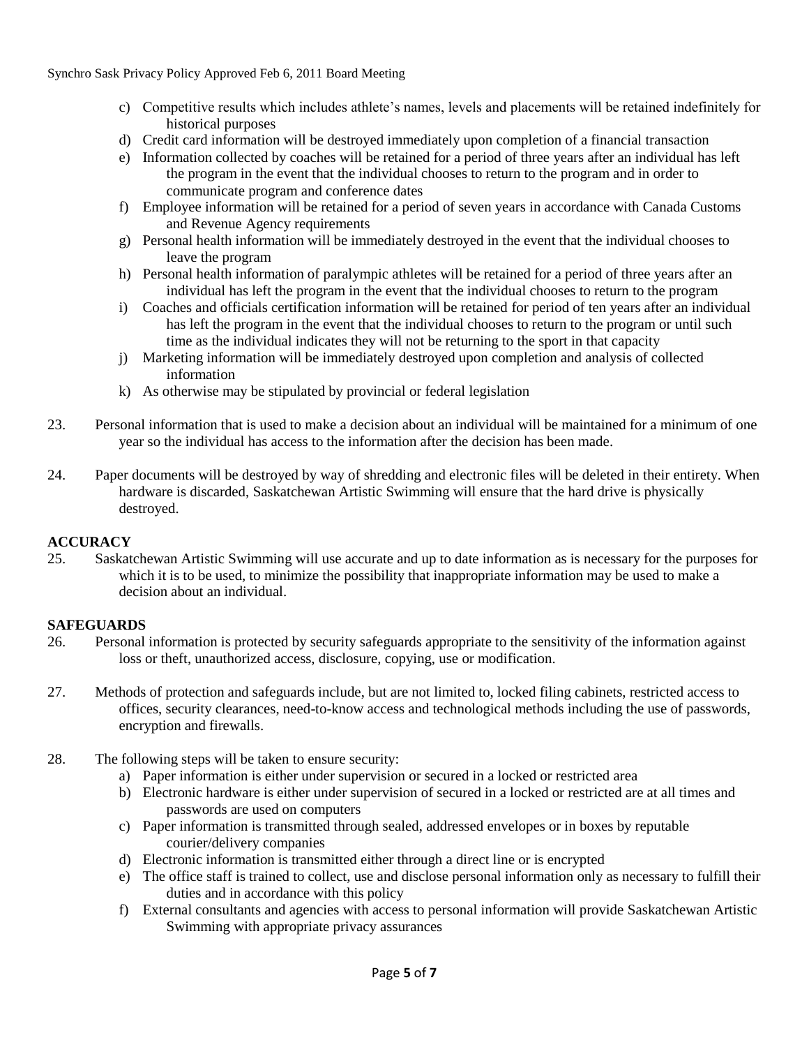c) Competitive results which includes athlete's names, levels and placements will be retained indefinitely for historical purposes
d) Credit card information will be destroyed immediately upon completion of a financial transaction
e) Information collected by coaches will be retained for a period of three years after an individual has left the program in the event that the individual chooses to return to the program and in order to communicate program and conference dates
f) Employee information will be retained for a period of seven years in accordance with Canada Customs and Revenue Agency requirements
g) Personal health information will be immediately destroyed in the event that the individual chooses to leave the program
h) Personal health information of paralympic athletes will be retained for a period of three years after an individual has left the program in the event that the individual chooses to return to the program
i) Coaches and officials certification information will be retained for period of ten years after an individual has left the program in the event that the individual chooses to return to the program or until such time as the individual indicates they will not be returning to the sport in that capacity
j) Marketing information will be immediately destroyed upon completion and analysis of collected information
k) As otherwise may be stipulated by provincial or federal legislation

23. Personal information that is used to make a decision about an individual will be maintained for a minimum of one year so the individual has access to the information after the decision has been made.

24. Paper documents will be destroyed by way of shredding and electronic files will be deleted in their entirety. When hardware is discarded, Saskatchewan Artistic Swimming will ensure that the hard drive is physically destroyed.

**ACCURACY**

25. Saskatchewan Artistic Swimming will use accurate and up to date information as is necessary for the purposes for which it is to be used, to minimize the possibility that inappropriate information may be used to make a decision about an individual.

**SAFEGUARDS**

26. Personal information is protected by security safeguards appropriate to the sensitivity of the information against loss or theft, unauthorized access, disclosure, copying, use or modification.

27. Methods of protection and safeguards include, but are not limited to, locked filing cabinets, restricted access to offices, security clearances, need-to-know access and technological methods including the use of passwords, encryption and firewalls.

28. The following steps will be taken to ensure security:
   a) Paper information is either under supervision or secured in a locked or restricted area
   b) Electronic hardware is either under supervision of secured in a locked or restricted are at all times and passwords are used on computers
   c) Paper information is transmitted through sealed, addressed envelopes or in boxes by reputable courier/delivery companies
   d) Electronic information is transmitted either through a direct line or is encrypted
   e) The office staff is trained to collect, use and disclose personal information only as necessary to fulfill their duties and in accordance with this policy
   f) External consultants and agencies with access to personal information will provide Saskatchewan Artistic Swimming with appropriate privacy assurances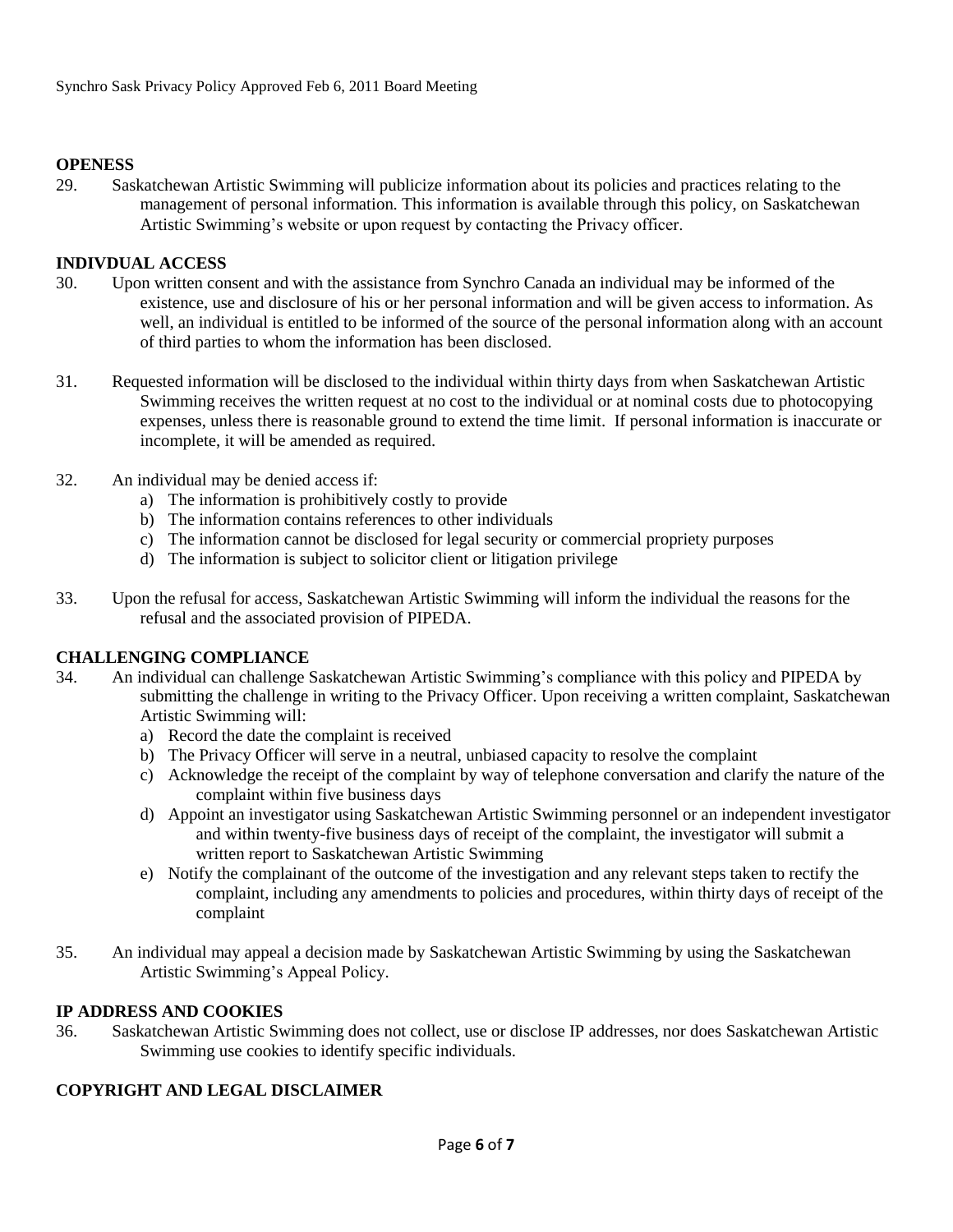**OPENESS**

29. Saskatchewan Artistic Swimming will publicize information about its policies and practices relating to the management of personal information. This information is available through this policy, on Saskatchewan Artistic Swimming's website or upon request by contacting the Privacy officer.

**INDIVDUAL ACCESS**

30. Upon written consent and with the assistance from Synchro Canada an individual may be informed of the existence, use and disclosure of his or her personal information and will be given access to information. As well, an individual is entitled to be informed of the source of the personal information along with an account of third parties to whom the information has been disclosed.

31. Requested information will be disclosed to the individual within thirty days from when Saskatchewan Artistic Swimming receives the written request at no cost to the individual or at nominal costs due to photocopying expenses, unless there is reasonable ground to extend the time limit. If personal information is inaccurate or incomplete, it will be amended as required.

32. An individual may be denied access if:
    a) The information is prohibitively costly to provide
    b) The information contains references to other individuals
    c) The information cannot be disclosed for legal security or commercial propriety purposes
    d) The information is subject to solicitor client or litigation privilege

33. Upon the refusal for access, Saskatchewan Artistic Swimming will inform the individual the reasons for the refusal and the associated provision of PIPEDA.

**CHALLENGING COMPLIANCE**

34. An individual can challenge Saskatchewan Artistic Swimming's compliance with this policy and PIPEDA by submitting the challenge in writing to the Privacy Officer. Upon receiving a written complaint, Saskatchewan Artistic Swimming will:
    a) Record the date the complaint is received
    b) The Privacy Officer will serve in a neutral, unbiased capacity to resolve the complaint
    c) Acknowledge the receipt of the complaint by way of telephone conversation and clarify the nature of the complaint within five business days
    d) Appoint an investigator using Saskatchewan Artistic Swimming personnel or an independent investigator and within twenty-five business days of receipt of the complaint, the investigator will submit a written report to Saskatchewan Artistic Swimming
    e) Notify the complainant of the outcome of the investigation and any relevant steps taken to rectify the complaint, including any amendments to policies and procedures, within thirty days of receipt of the complaint

35. An individual may appeal a decision made by Saskatchewan Artistic Swimming by using the Saskatchewan Artistic Swimming's Appeal Policy.

**IP ADDRESS AND COOKIES**

36. Saskatchewan Artistic Swimming does not collect, use or disclose IP addresses, nor does Saskatchewan Artistic Swimming use cookies to identify specific individuals.

**COPYRIGHT AND LEGAL DISCLAIMER**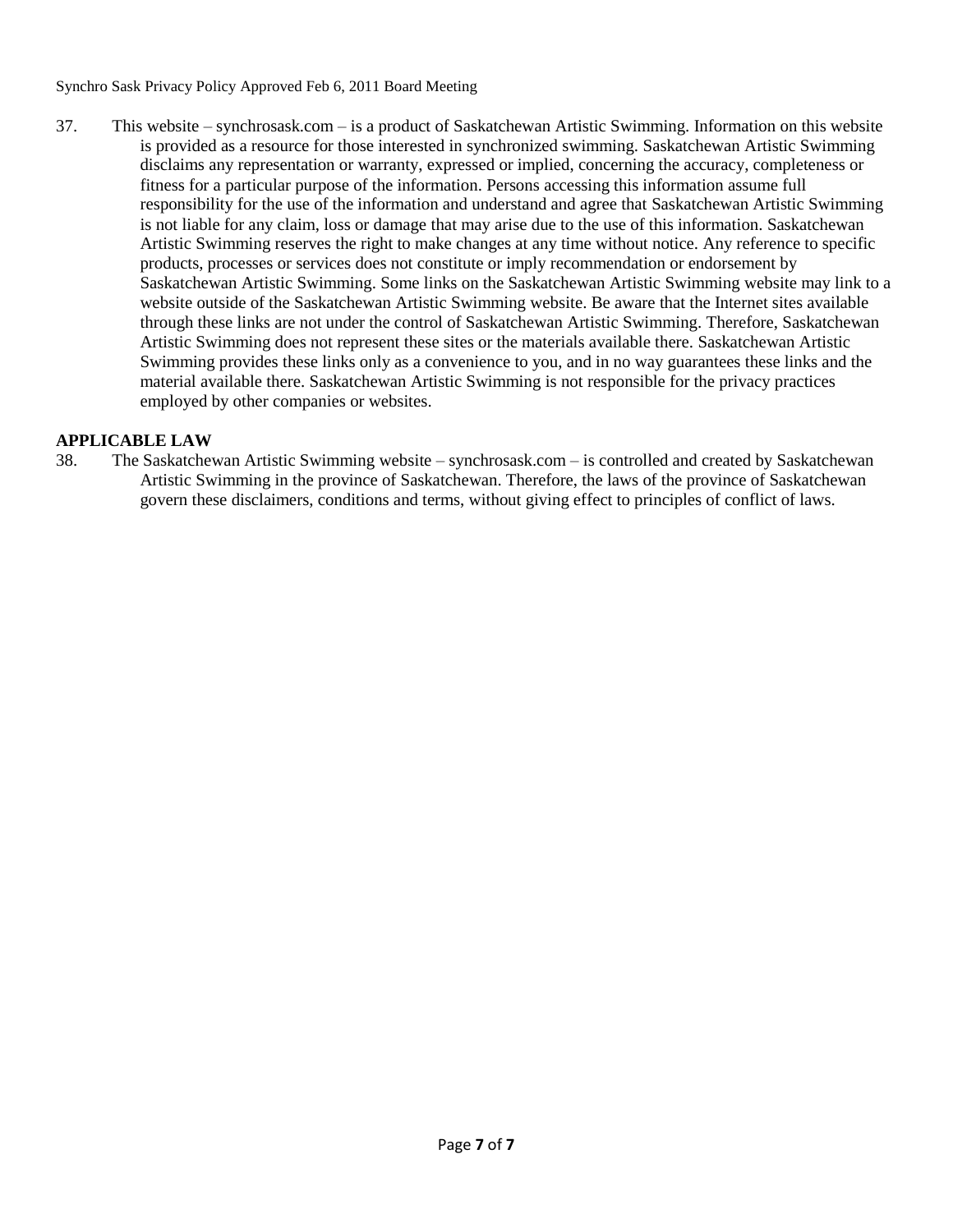37. This website – synchrosask.com – is a product of Saskatchewan Artistic Swimming. Information on this website is provided as a resource for those interested in synchronized swimming. Saskatchewan Artistic Swimming disclaims any representation or warranty, expressed or implied, concerning the accuracy, completeness or fitness for a particular purpose of the information. Persons accessing this information assume full responsibility for the use of the information and understand and agree that Saskatchewan Artistic Swimming is not liable for any claim, loss or damage that may arise due to the use of this information. Saskatchewan Artistic Swimming reserves the right to make changes at any time without notice. Any reference to specific products, processes or services does not constitute or imply recommendation or endorsement by Saskatchewan Artistic Swimming. Some links on the Saskatchewan Artistic Swimming website may link to a website outside of the Saskatchewan Artistic Swimming website. Be aware that the Internet sites available through these links are not under the control of Saskatchewan Artistic Swimming. Therefore, Saskatchewan Artistic Swimming does not represent these sites or the materials available there. Saskatchewan Artistic Swimming provides these links only as a convenience to you, and in no way guarantees these links and the material available there. Saskatchewan Artistic Swimming is not responsible for the privacy practices employed by other companies or websites.

**APPLICABLE LAW**

38. The Saskatchewan Artistic Swimming website – synchrosask.com – is controlled and created by Saskatchewan Artistic Swimming in the province of Saskatchewan. Therefore, the laws of the province of Saskatchewan govern these disclaimers, conditions and terms, without giving effect to principles of conflict of laws.